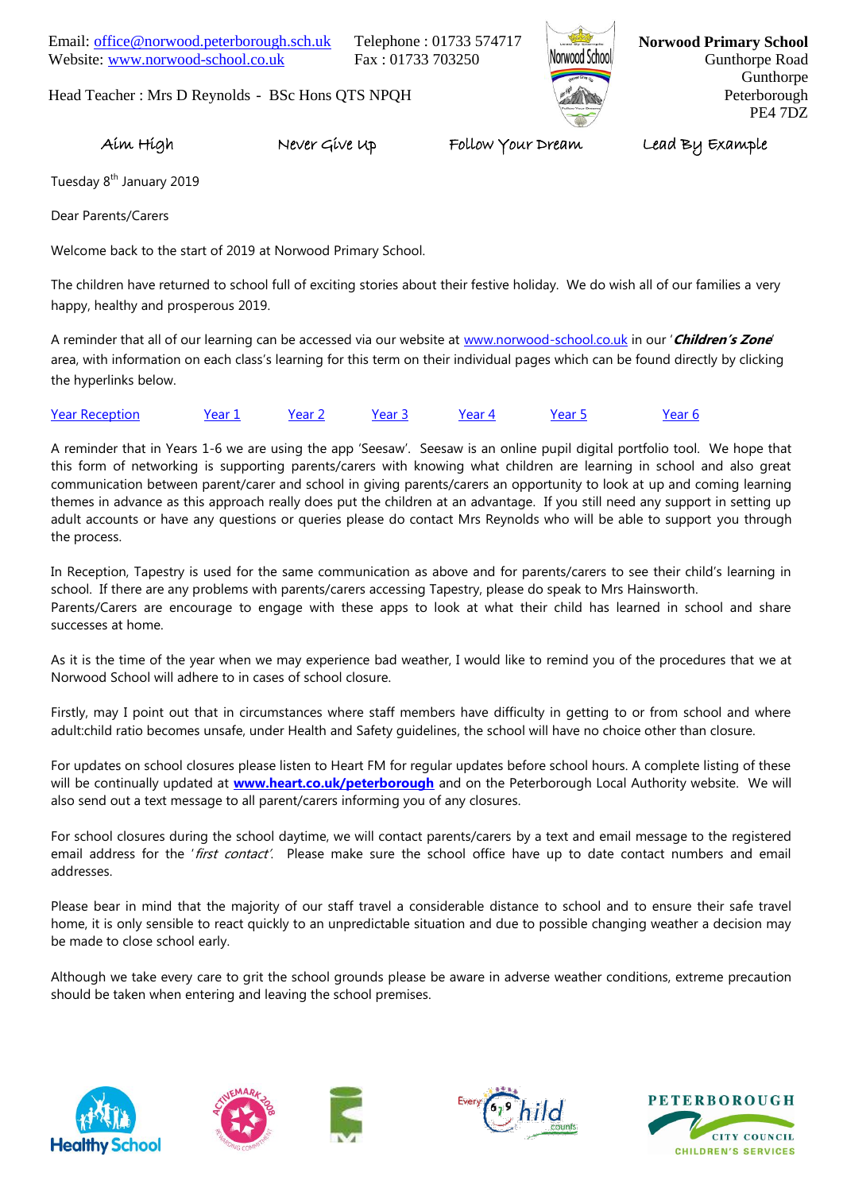Email: office@norwood.peterborough.sch.uk
Website: www.norwood-school.co.uk

Telephone : 01733 574717
Fax : 01733 703250

Head Teacher : Mrs D Reynolds - BSc Hons QTS NPQH

**Norwood Primary School**
Gunthorpe Road
Gunthorpe
Peterborough
PE4 7DZ

Aim High    Never Give Up    Follow Your Dream    Lead By Example

Tuesday 8th January 2019

Dear Parents/Carers

Welcome back to the start of 2019 at Norwood Primary School.

The children have returned to school full of exciting stories about their festive holiday. We do wish all of our families a very happy, healthy and prosperous 2019.

A reminder that all of our learning can be accessed via our website at www.norwood-school.co.uk in our '***Children's Zone***' area, with information on each class's learning for this term on their individual pages which can be found directly by clicking the hyperlinks below.

Year Reception    Year 1    Year 2    Year 3    Year 4    Year 5    Year 6

A reminder that in Years 1-6 we are using the app 'Seesaw'. Seesaw is an online pupil digital portfolio tool. We hope that this form of networking is supporting parents/carers with knowing what children are learning in school and also great communication between parent/carer and school in giving parents/carers an opportunity to look at up and coming learning themes in advance as this approach really does put the children at an advantage. If you still need any support in setting up adult accounts or have any questions or queries please do contact Mrs Reynolds who will be able to support you through the process.

In Reception, Tapestry is used for the same communication as above and for parents/carers to see their child's learning in school. If there are any problems with parents/carers accessing Tapestry, please do speak to Mrs Hainsworth.
Parents/Carers are encourage to engage with these apps to look at what their child has learned in school and share successes at home.

As it is the time of the year when we may experience bad weather, I would like to remind you of the procedures that we at Norwood School will adhere to in cases of school closure.

Firstly, may I point out that in circumstances where staff members have difficulty in getting to or from school and where adult:child ratio becomes unsafe, under Health and Safety guidelines, the school will have no choice other than closure.

For updates on school closures please listen to Heart FM for regular updates before school hours. A complete listing of these will be continually updated at **www.heart.co.uk/peterborough** and on the Peterborough Local Authority website. We will also send out a text message to all parent/carers informing you of any closures.

For school closures during the school daytime, we will contact parents/carers by a text and email message to the registered email address for the '*first contact'*. Please make sure the school office have up to date contact numbers and email addresses.

Please bear in mind that the majority of our staff travel a considerable distance to school and to ensure their safe travel home, it is only sensible to react quickly to an unpredictable situation and due to possible changing weather a decision may be made to close school early.

Although we take every care to grit the school grounds please be aware in adverse weather conditions, extreme precaution should be taken when entering and leaving the school premises.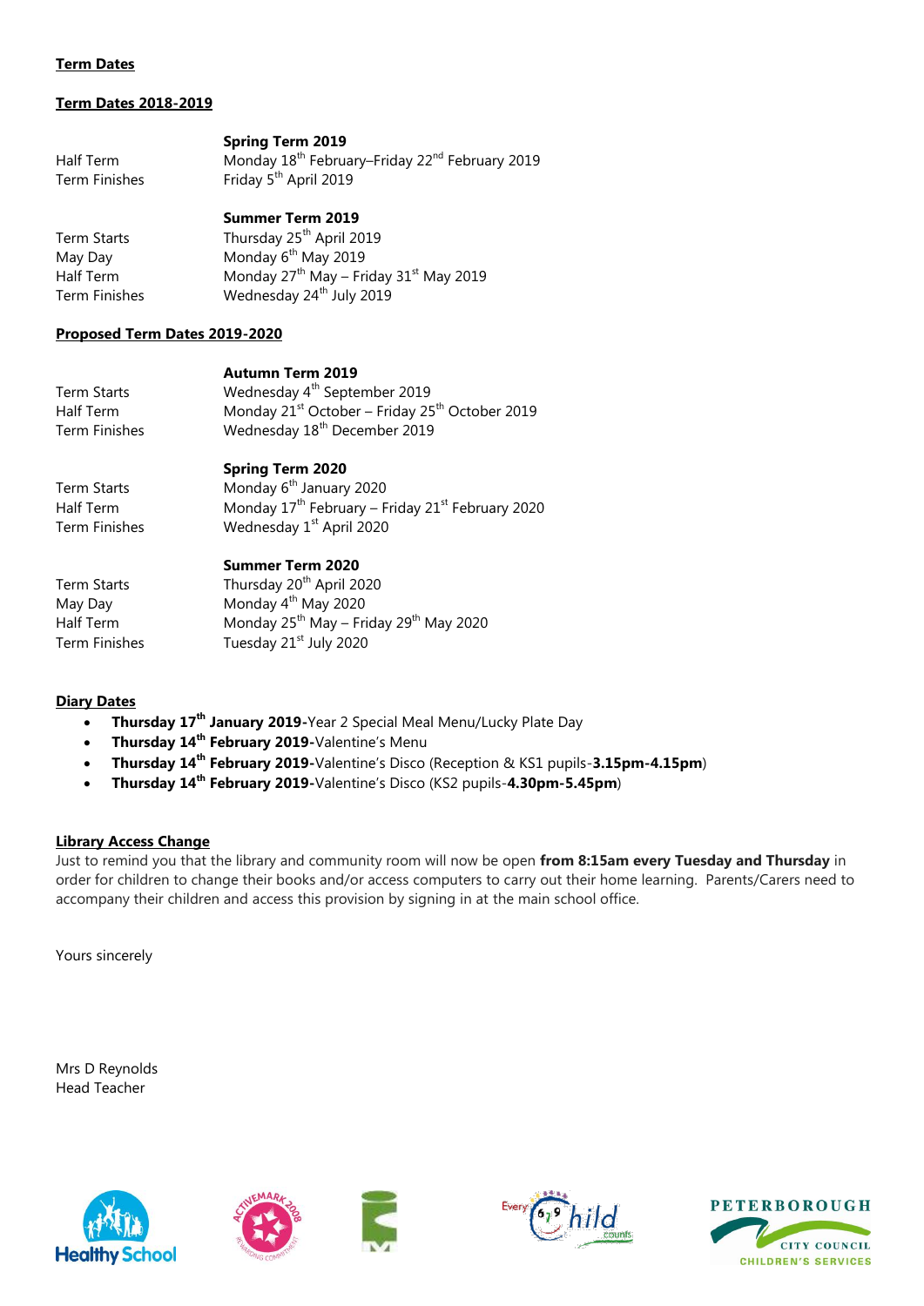**Term Dates**

**Term Dates 2018-2019**

| | |
|---|---|
| | **Spring Term 2019** |
| Half Term | Monday 18th February–Friday 22nd February 2019 |
| Term Finishes | Friday 5th April 2019 |
| | **Summer Term 2019** |
| Term Starts | Thursday 25th April 2019 |
| May Day | Monday 6th May 2019 |
| Half Term | Monday 27th May – Friday 31st May 2019 |
| Term Finishes | Wednesday 24th July 2019 |

**Proposed Term Dates 2019-2020**

| | |
|---|---|
| | **Autumn Term 2019** |
| Term Starts | Wednesday 4th September 2019 |
| Half Term | Monday 21st October – Friday 25th October 2019 |
| Term Finishes | Wednesday 18th December 2019 |
| | **Spring Term 2020** |
| Term Starts | Monday 6th January 2020 |
| Half Term | Monday 17th February – Friday 21st February 2020 |
| Term Finishes | Wednesday 1st April 2020 |
| | **Summer Term 2020** |
| Term Starts | Thursday 20th April 2020 |
| May Day | Monday 4th May 2020 |
| Half Term | Monday 25th May – Friday 29th May 2020 |
| Term Finishes | Tuesday 21st July 2020 |

**Diary Dates**

- **Thursday 17th January 2019-**Year 2 Special Meal Menu/Lucky Plate Day
- **Thursday 14th February 2019-**Valentine's Menu
- **Thursday 14th February 2019-**Valentine's Disco (Reception & KS1 pupils-**3.15pm-4.15pm**)
- **Thursday 14th February 2019-**Valentine's Disco (KS2 pupils-**4.30pm-5.45pm**)

**Library Access Change**

Just to remind you that the library and community room will now be open **from 8:15am every Tuesday and Thursday** in order for children to change their books and/or access computers to carry out their home learning. Parents/Carers need to accompany their children and access this provision by signing in at the main school office.

Yours sincerely

Mrs D Reynolds
Head Teacher

Healthy School

ACTIVEMARK 2008 REWARDING COMMITMENT

Every Child counts

PETERBOROUGH CITY COUNCIL CHILDREN'S SERVICES